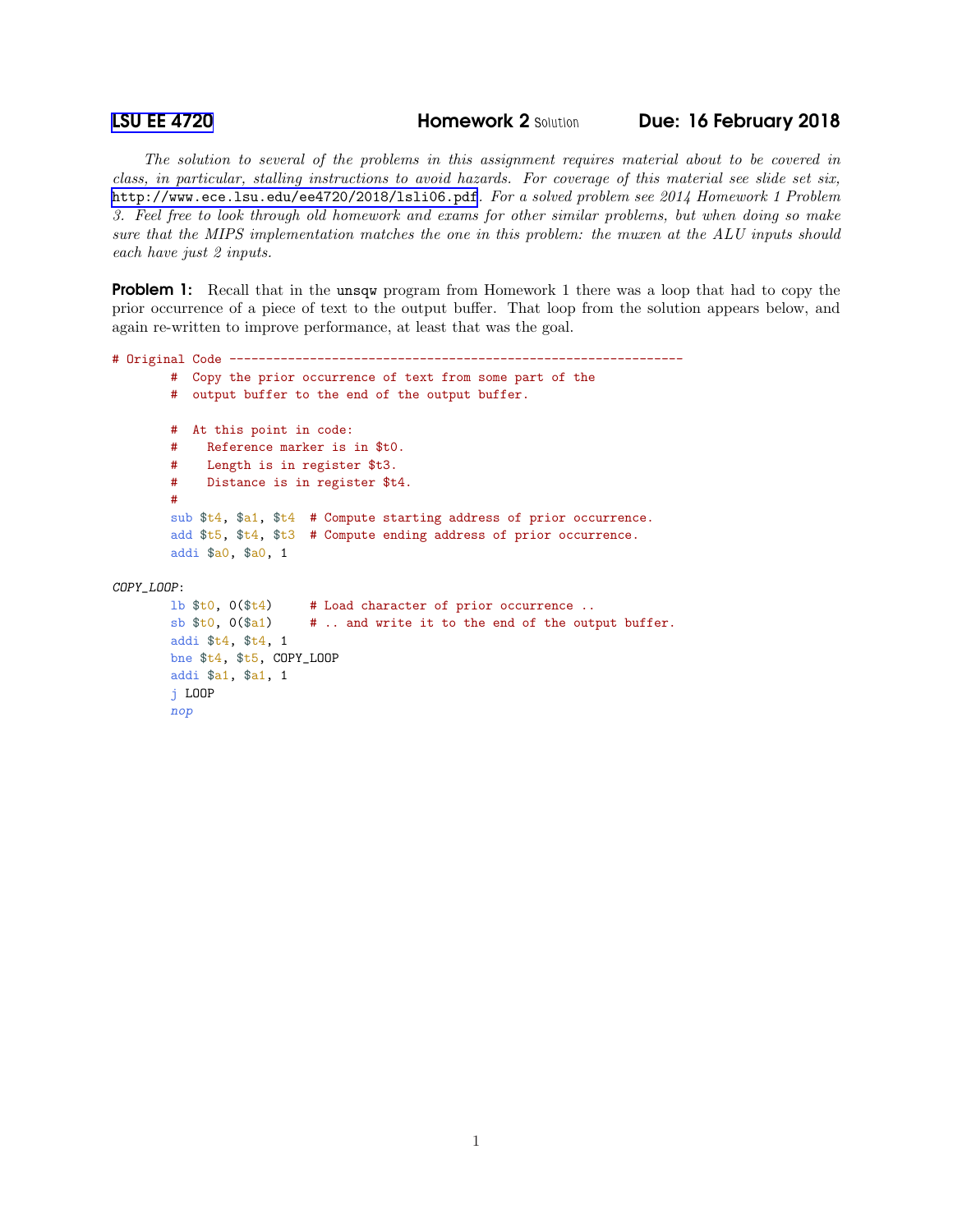# LSU EE 4720 — Homework 2 Solution — Due: 16 February 2018

*The solution to several of the problems in this assignment requires material about to be covered in class, in particular, stalling instructions to avoid hazards. For coverage of this material see slide set six,* http://www.ece.lsu.edu/ee4720/2018/lsli06.pdf*. For a solved problem see 2014 Homework 1 Problem 3. Feel free to look through old homework and exams for other similar problems, but when doing so make sure that the MIPS implementation matches the one in this problem: the muxen at the ALU inputs should each have just 2 inputs.*

**Problem 1:** Recall that in the `unsqw` program from Homework 1 there was a loop that had to copy the prior occurrence of a piece of text to the output buffer. That loop from the solution appears below, and again re-written to improve performance, at least that was the goal.

```
# Original Code -------------------------------------------------------------
        #  Copy the prior occurrence of text from some part of the
        #  output buffer to the end of the output buffer.

        #  At this point in code:
        #    Reference marker is in $t0.
        #    Length is in register $t3.
        #    Distance is in register $t4.
        #
        sub $t4, $a1, $t4  # Compute starting address of prior occurrence.
        add $t5, $t4, $t3  # Compute ending address of prior occurrence.
        addi $a0, $a0, 1

COPY_LOOP:
        lb $t0, 0($t4)     # Load character of prior occurrence ..
        sb $t0, 0($a1)     # .. and write it to the end of the output buffer.
        addi $t4, $t4, 1
        bne $t4, $t5, COPY_LOOP
        addi $a1, $a1, 1
        j LOOP
        nop
```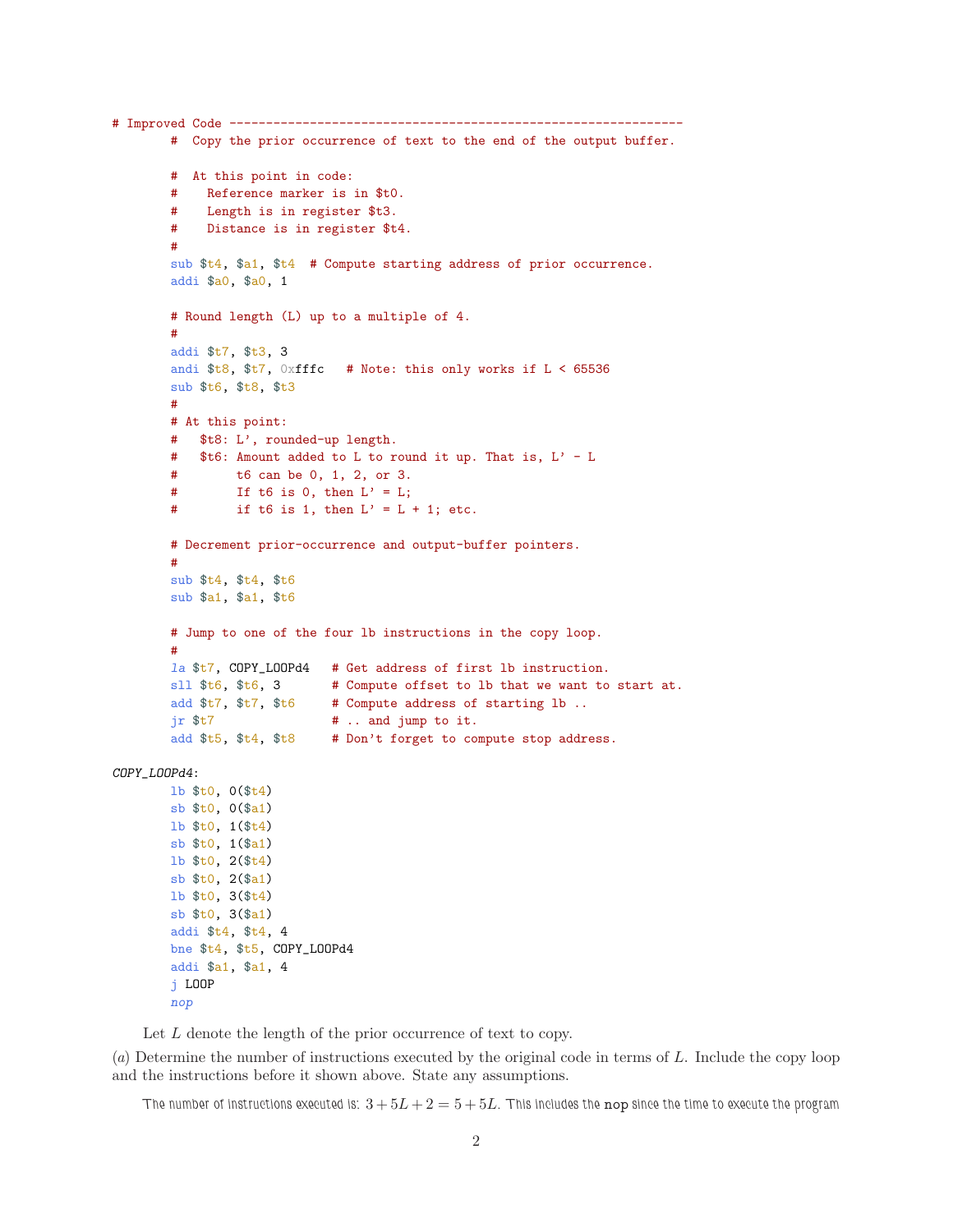```
# Improved Code ------------------------------------------------------------
        #  Copy the prior occurrence of text to the end of the output buffer.

        #  At this point in code:
        #    Reference marker is in $t0.
        #    Length is in register $t3.
        #    Distance is in register $t4.
        #
        sub $t4, $a1, $t4  # Compute starting address of prior occurrence.
        addi $a0, $a0, 1

        # Round length (L) up to a multiple of 4.
        #
        addi $t7, $t3, 3
        andi $t8, $t7, 0xfffc   # Note: this only works if L < 65536
        sub $t6, $t8, $t3
        #
        # At this point:
        #   $t8: L', rounded-up length.
        #   $t6: Amount added to L to round it up. That is, L' - L
        #        t6 can be 0, 1, 2, or 3.
        #        If t6 is 0, then L' = L;
        #        if t6 is 1, then L' = L + 1; etc.

        # Decrement prior-occurrence and output-buffer pointers.
        #
        sub $t4, $t4, $t6
        sub $a1, $a1, $t6

        # Jump to one of the four lb instructions in the copy loop.
        #
        la $t7, COPY_LOOPd4   # Get address of first lb instruction.
        sll $t6, $t6, 3       # Compute offset to lb that we want to start at.
        add $t7, $t7, $t6     # Compute address of starting lb ..
        jr $t7                # .. and jump to it.
        add $t5, $t4, $t8     # Don't forget to compute stop address.

COPY_LOOPd4:
        lb $t0, 0($t4)
        sb $t0, 0($a1)
        lb $t0, 1($t4)
        sb $t0, 1($a1)
        lb $t0, 2($t4)
        sb $t0, 2($a1)
        lb $t0, 3($t4)
        sb $t0, 3($a1)
        addi $t4, $t4, 4
        bne $t4, $t5, COPY_LOOPd4
        addi $a1, $a1, 4
        j LOOP
        nop
```

Let $L$ denote the length of the prior occurrence of text to copy.

(*a*) Determine the number of instructions executed by the original code in terms of $L$. Include the copy loop and the instructions before it shown above. State any assumptions.

The number of instructions executed is: $3 + 5L + 2 = 5 + 5L$. This includes the `nop` since the time to execute the program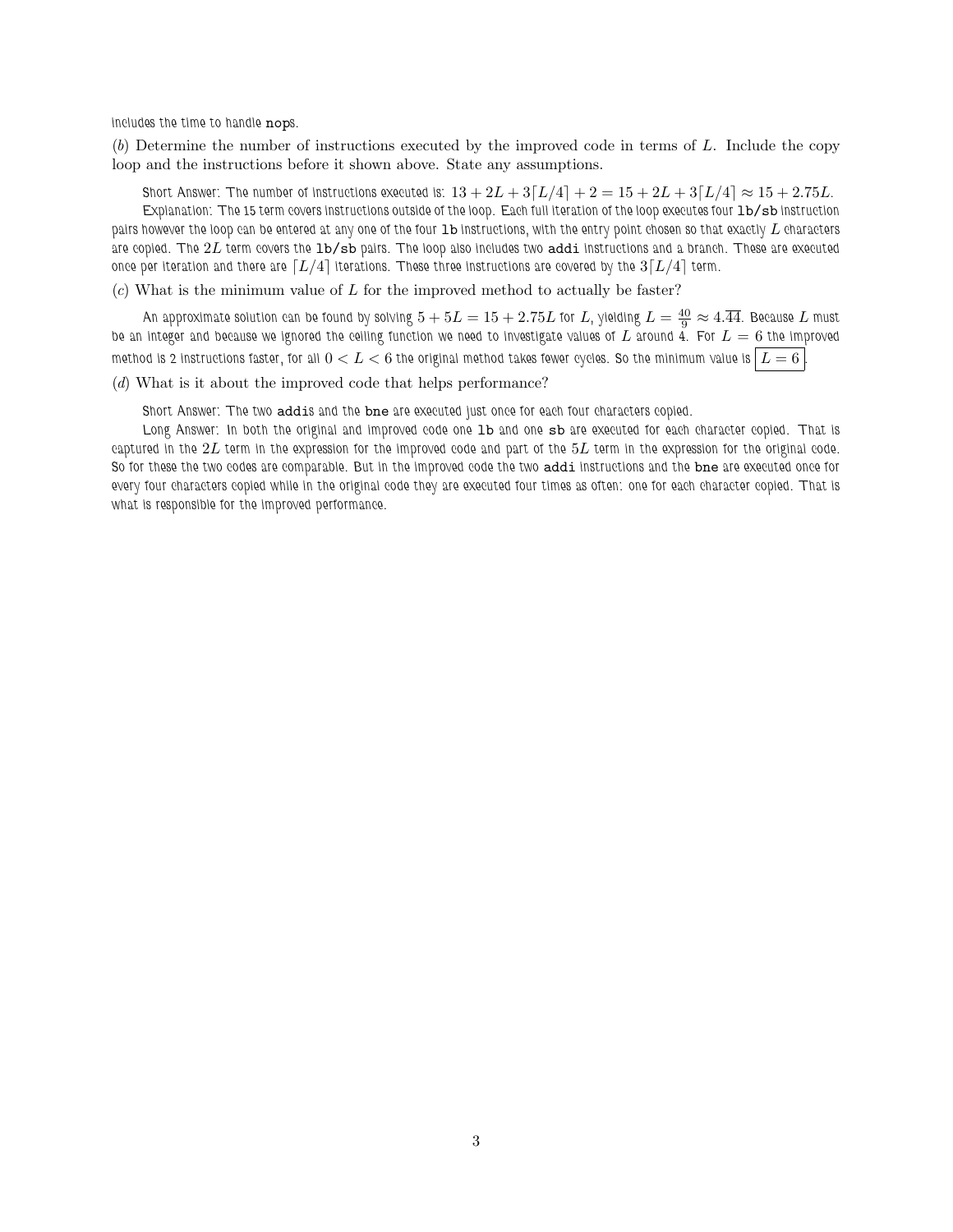includes the time to handle `nop`s.

(*b*) Determine the number of instructions executed by the improved code in terms of $L$. Include the copy loop and the instructions before it shown above. State any assumptions.

Short Answer: The number of instructions executed is: $13 + 2L + 3\lceil L/4 \rceil + 2 = 15 + 2L + 3\lceil L/4 \rceil \approx 15 + 2.75L$.

Explanation: The 15 term covers instructions outside of the loop. Each full iteration of the loop executes four `lb`/`sb` instruction pairs however the loop can be entered at any one of the four `lb` instructions, with the entry point chosen so that exactly $L$ characters are copied. The $2L$ term covers the `lb`/`sb` pairs. The loop also includes two `addi` instructions and a branch. These are executed once per iteration and there are $\lceil L/4 \rceil$ iterations. These three instructions are covered by the $3\lceil L/4 \rceil$ term.

(*c*) What is the minimum value of $L$ for the improved method to actually be faster?

An approximate solution can be found by solving $5 + 5L = 15 + 2.75L$ for $L$, yielding $L = \frac{40}{9} \approx 4.\overline{44}$. Because $L$ must be an integer and because we ignored the ceiling function we need to investigate values of $L$ around 4. For $L = 6$ the improved method is 2 instructions faster, for all $0 < L < 6$ the original method takes fewer cycles. So the minimum value is $\boxed{L = 6}$.

(*d*) What is it about the improved code that helps performance?

Short Answer: The two `addi`s and the `bne` are executed just once for each four characters copied.

Long Answer: In both the original and improved code one `lb` and one `sb` are executed for each character copied. That is captured in the $2L$ term in the expression for the improved code and part of the $5L$ term in the expression for the original code. So for these the two codes are comparable. But in the improved code the two `addi` instructions and the `bne` are executed once for every four characters copied while in the original code they are executed four times as often: one for each character copied. That is what is responsible for the improved performance.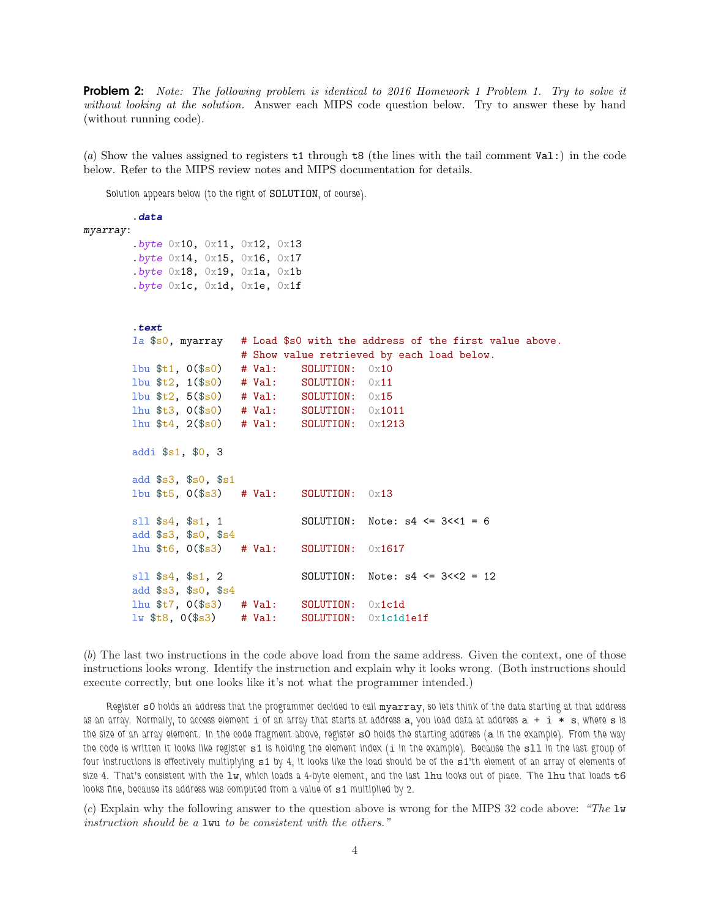**Problem 2:** *Note: The following problem is identical to 2016 Homework 1 Problem 1. Try to solve it without looking at the solution.* Answer each MIPS code question below. Try to answer these by hand (without running code).

(*a*) Show the values assigned to registers t1 through t8 (the lines with the tail comment Val:) in the code below. Refer to the MIPS review notes and MIPS documentation for details.

Solution appears below (to the right of SOLUTION, of course).

```
        .data
myarray:
        .byte 0x10, 0x11, 0x12, 0x13
        .byte 0x14, 0x15, 0x16, 0x17
        .byte 0x18, 0x19, 0x1a, 0x1b
        .byte 0x1c, 0x1d, 0x1e, 0x1f


        .text
        la $s0, myarray   # Load $s0 with the address of the first value above.
                          # Show value retrieved by each load below.
        lbu $t1, 0($s0)   # Val:    SOLUTION:  0x10
        lbu $t2, 1($s0)   # Val:    SOLUTION:  0x11
        lbu $t2, 5($s0)   # Val:    SOLUTION:  0x15
        lhu $t3, 0($s0)   # Val:    SOLUTION:  0x1011
        lhu $t4, 2($s0)   # Val:    SOLUTION:  0x1213

        addi $s1, $0, 3

        add $s3, $s0, $s1
        lbu $t5, 0($s3)   # Val:    SOLUTION:  0x13

        sll $s4, $s1, 1             SOLUTION:  Note: s4 <= 3<<1 = 6
        add $s3, $s0, $s4
        lhu $t6, 0($s3)   # Val:    SOLUTION:  0x1617

        sll $s4, $s1, 2             SOLUTION:  Note: s4 <= 3<<2 = 12
        add $s3, $s0, $s4
        lhu $t7, 0($s3)   # Val:    SOLUTION:  0x1c1d
        lw $t8, 0($s3)    # Val:    SOLUTION:  0x1c1d1e1f
```

(*b*) The last two instructions in the code above load from the same address. Given the context, one of those instructions looks wrong. Identify the instruction and explain why it looks wrong. (Both instructions should execute correctly, but one looks like it's not what the programmer intended.)

Register s0 holds an address that the programmer decided to call myarray, so lets think of the data starting at that address as an array. Normally, to access element i of an array that starts at address a, you load data at address a + i * s, where s is the size of an array element. In the code fragment above, register s0 holds the starting address (a in the example). From the way the code is written it looks like register s1 is holding the element index (i in the example). Because the sll in the last group of four instructions is effectively multiplying s1 by 4, it looks like the load should be of the s1'th element of an array of elements of size 4. That's consistent with the lw, which loads a 4-byte element, and the last lhu looks out of place. The lhu that loads t6 looks fine, because its address was computed from a value of s1 multiplied by 2.

(*c*) Explain why the following answer to the question above is wrong for the MIPS 32 code above: *"The* lw *instruction should be a* lwu *to be consistent with the others."*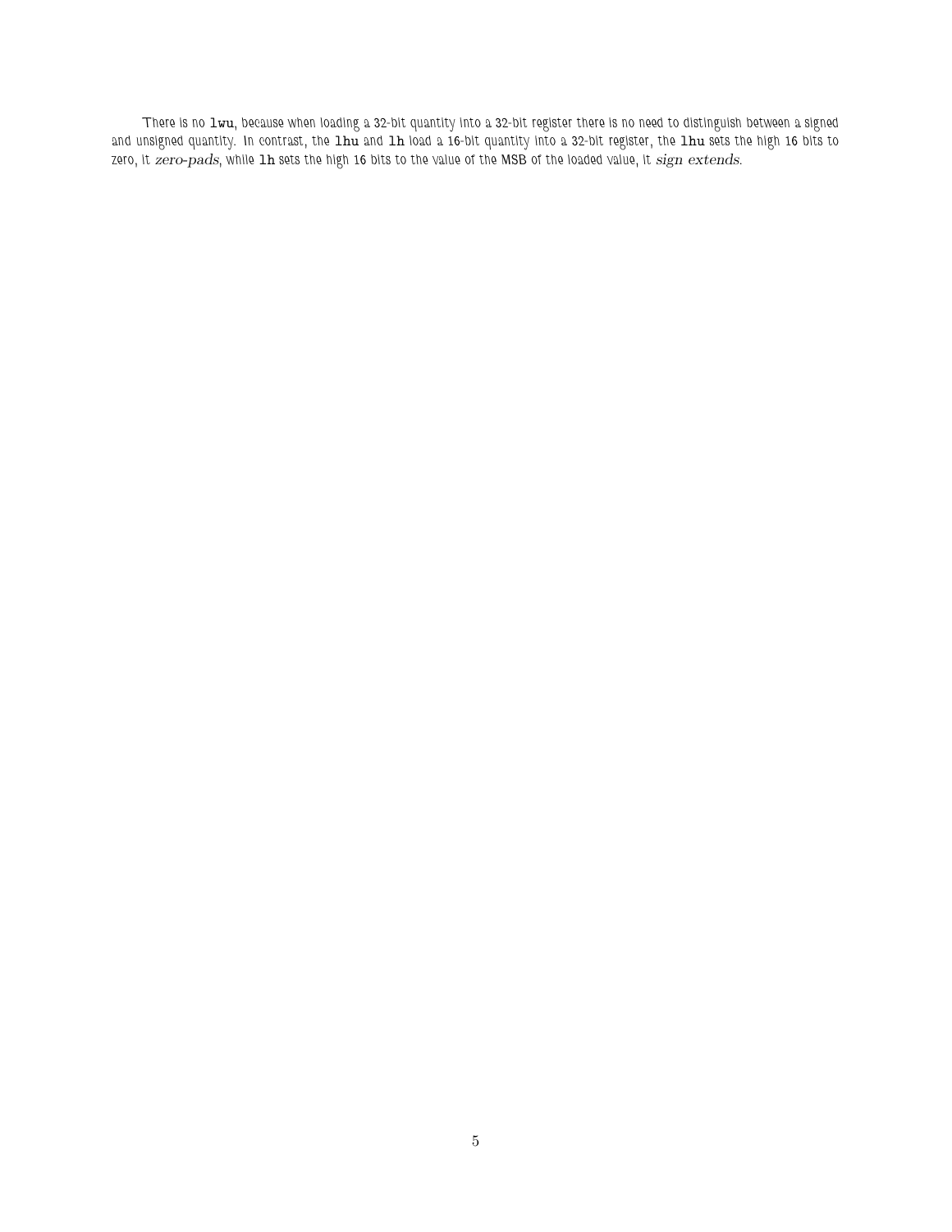There is no `lwu`, because when loading a 32-bit quantity into a 32-bit register there is no need to distinguish between a signed and unsigned quantity. In contrast, the `lhu` and `lh` load a 16-bit quantity into a 32-bit register, the `lhu` sets the high 16 bits to zero, it *zero-pads*, while `lh` sets the high 16 bits to the value of the MSB of the loaded value, it *sign extends*.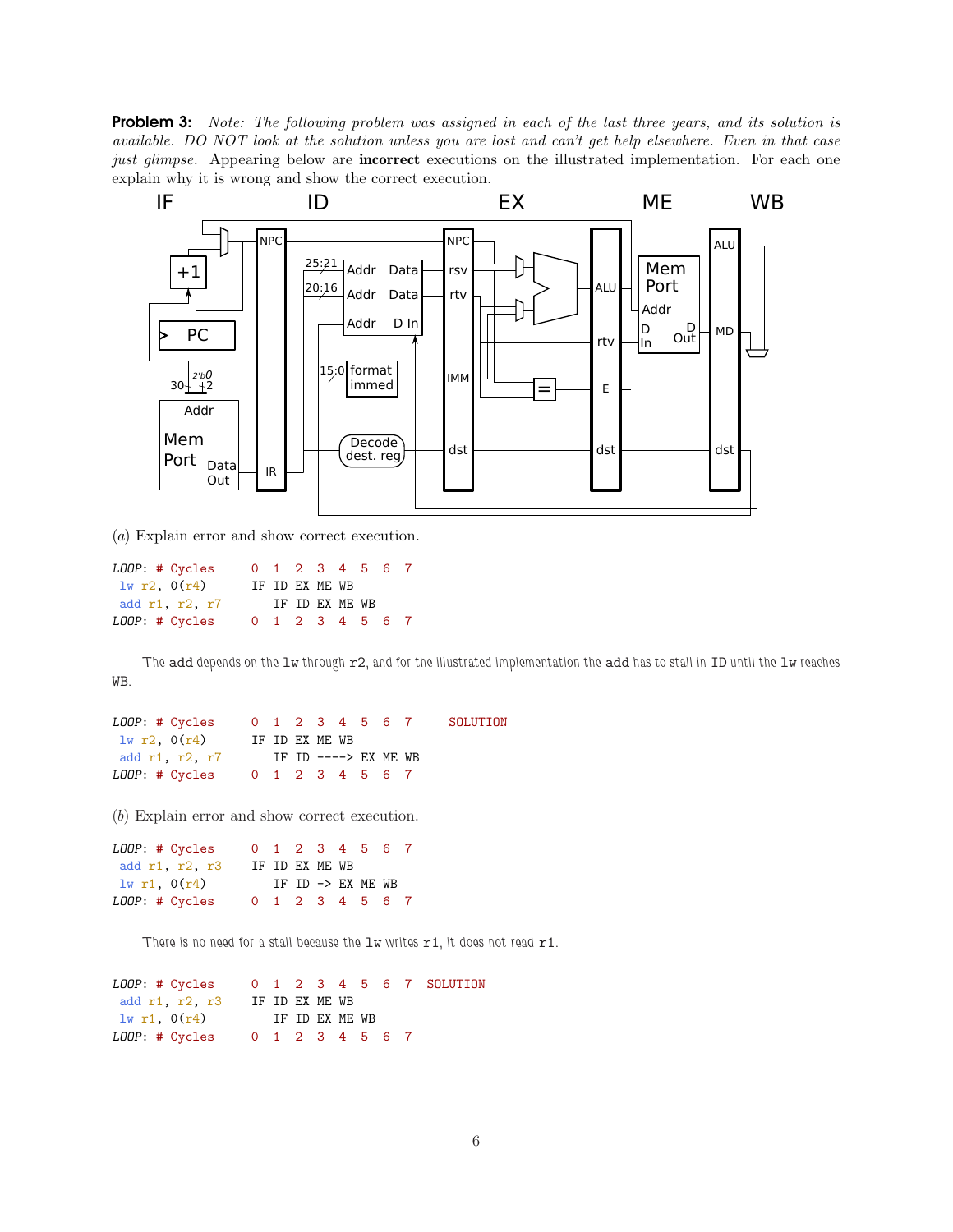**Problem 3:** *Note: The following problem was assigned in each of the last three years, and its solution is available. DO NOT look at the solution unless you are lost and can't get help elsewhere. Even in that case just glimpse.* Appearing below are **incorrect** executions on the illustrated implementation. For each one explain why it is wrong and show the correct execution.

(*a*) Explain error and show correct execution.

```
LOOP: # Cycles     0  1  2  3  4  5  6  7
 lw r2, 0(r4)      IF ID EX ME WB
 add r1, r2, r7       IF ID EX ME WB
LOOP: # Cycles     0  1  2  3  4  5  6  7
```

The add depends on the lw through r2, and for the illustrated implementation the add has to stall in ID until the lw reaches WB.

```
LOOP: # Cycles     0  1  2  3  4  5  6  7     SOLUTION
 lw r2, 0(r4)      IF ID EX ME WB
 add r1, r2, r7       IF ID ----> EX ME WB
LOOP: # Cycles     0  1  2  3  4  5  6  7
```

(*b*) Explain error and show correct execution.

```
LOOP: # Cycles     0  1  2  3  4  5  6  7
 add r1, r2, r3    IF ID EX ME WB
 lw r1, 0(r4)         IF ID -> EX ME WB
LOOP: # Cycles     0  1  2  3  4  5  6  7
```

There is no need for a stall because the lw writes r1, it does not read r1.

```
LOOP: # Cycles     0  1  2  3  4  5  6  7  SOLUTION
 add r1, r2, r3    IF ID EX ME WB
 lw r1, 0(r4)         IF ID EX ME WB
LOOP: # Cycles     0  1  2  3  4  5  6  7
```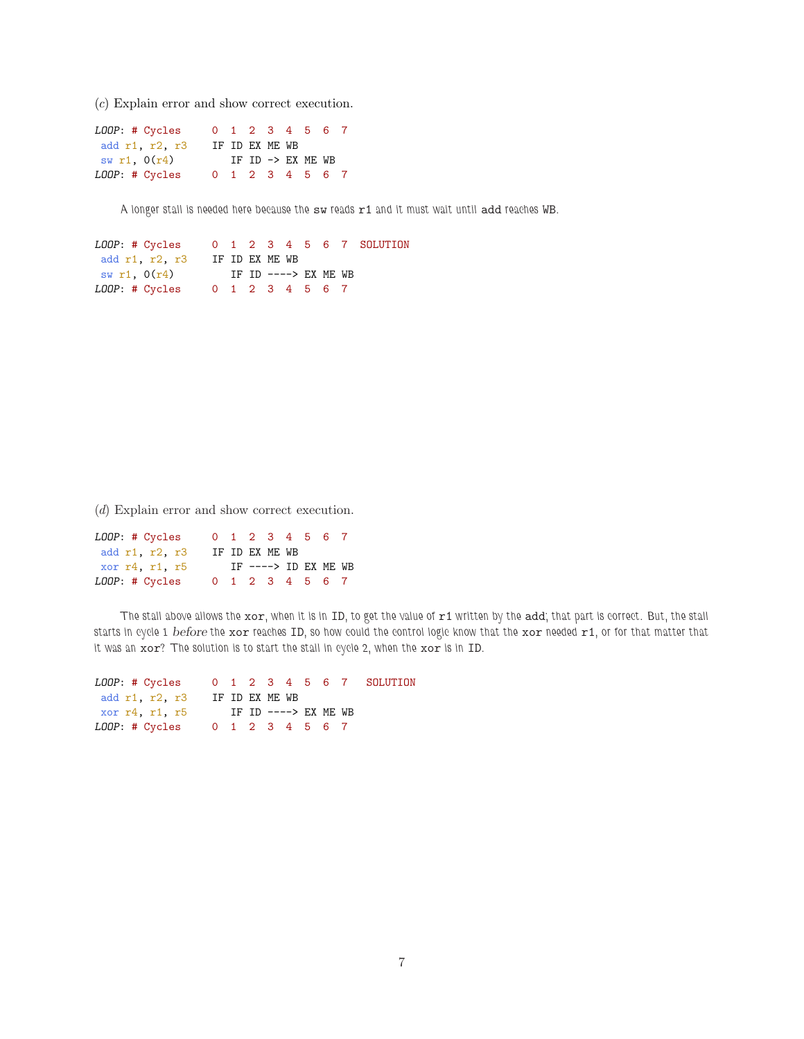(*c*) Explain error and show correct execution.

```
LOOP: # Cycles     0  1  2  3  4  5  6  7
 add r1, r2, r3    IF ID EX ME WB
 sw r1, 0(r4)         IF ID -> EX ME WB
LOOP: # Cycles     0  1  2  3  4  5  6  7
```

A longer stall is needed here because the `sw` reads `r1` and it must wait until `add` reaches WB.

```
LOOP: # Cycles     0  1  2  3  4  5  6  7  SOLUTION
 add r1, r2, r3    IF ID EX ME WB
 sw r1, 0(r4)         IF ID ----> EX ME WB
LOOP: # Cycles     0  1  2  3  4  5  6  7
```

(*d*) Explain error and show correct execution.

```
LOOP: # Cycles     0  1  2  3  4  5  6  7
 add r1, r2, r3    IF ID EX ME WB
 xor r4, r1, r5       IF ----> ID EX ME WB
LOOP: # Cycles     0  1  2  3  4  5  6  7
```

The stall above allows the `xor`, when it is in ID, to get the value of `r1` written by the `add`; that part is correct. But, the stall starts in cycle 1 *before* the `xor` reaches ID, so how could the control logic know that the `xor` needed `r1`, or for that matter that it was an `xor`? The solution is to start the stall in cycle 2, when the `xor` is in ID.

```
LOOP: # Cycles     0  1  2  3  4  5  6  7   SOLUTION
 add r1, r2, r3    IF ID EX ME WB
 xor r4, r1, r5       IF ID ----> EX ME WB
LOOP: # Cycles     0  1  2  3  4  5  6  7
```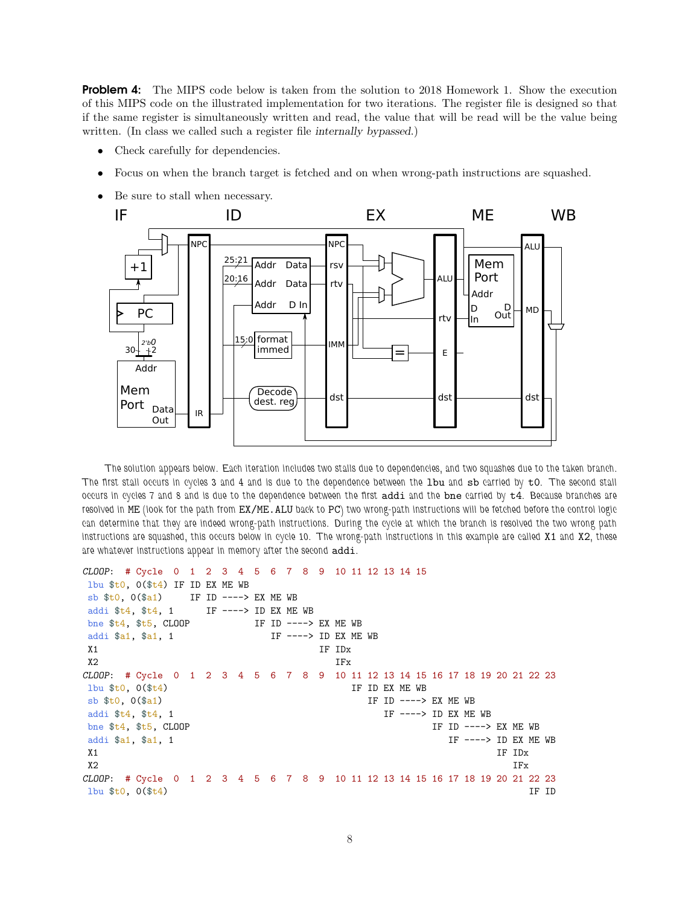**Problem 4:** The MIPS code below is taken from the solution to 2018 Homework 1. Show the execution of this MIPS code on the illustrated implementation for two iterations. The register file is designed so that if the same register is simultaneously written and read, the value that will be read will be the value being written. (In class we called such a register file *internally bypassed*.)

- Check carefully for dependencies.
- Focus on when the branch target is fetched and on when wrong-path instructions are squashed.
- Be sure to stall when necessary.

IF ID EX ME WB

NPC
+1
PC
30
2'b0
+2
Addr
Mem
Port
Data
Out
IR
25:21
20:16
Addr Data
Addr Data
Addr D In
15:0
format
immed
Decode
dest. reg
NPC
rsv
rtv
IMM
dst
=
ALU
rtv
E
dst
Mem
Port
Addr
D
In
D
Out
ALU
MD
dst

The solution appears below. Each iteration includes two stalls due to dependencies, and two squashes due to the taken branch. The first stall occurs in cycles 3 and 4 and is due to the dependence between the `lbu` and `sb` carried by `t0`. The second stall occurs in cycles 7 and 8 and is due to the dependence between the first `addi` and the `bne` carried by `t4`. Because branches are resolved in ME (look for the path from `EX/ME.ALU` back to PC) two wrong-path instructions will be fetched before the control logic can determine that they are indeed wrong-path instructions. During the cycle at which the branch is resolved the two wrong path instructions are squashed, this occurs below in cycle 10. The wrong-path instructions in this example are called `X1` and `X2`, these are whatever instructions appear in memory after the second `addi`.

```
CLOOP:  # Cycle  0  1  2  3  4  5  6  7  8  9  10 11 12 13 14 15
 lbu $t0, 0($t4) IF ID EX ME WB
 sb $t0, 0($a1)     IF ID ----> EX ME WB
 addi $t4, $t4, 1      IF ----> ID EX ME WB
 bne $t4, $t5, CLOOP            IF ID ----> EX ME WB
 addi $a1, $a1, 1                  IF ----> ID EX ME WB
 X1                                         IF IDx
 X2                                            IFx
CLOOP:  # Cycle  0  1  2  3  4  5  6  7  8  9  10 11 12 13 14 15 16 17 18 19 20 21 22 23
 lbu $t0, 0($t4)                                  IF ID EX ME WB
 sb $t0, 0($a1)                                      IF ID ----> EX ME WB
 addi $t4, $t4, 1                                       IF ----> ID EX ME WB
 bne $t4, $t5, CLOOP                                             IF ID ----> EX ME WB
 addi $a1, $a1, 1                                                   IF ----> ID EX ME WB
 X1                                                                          IF IDx
 X2                                                                             IFx
CLOOP:  # Cycle  0  1  2  3  4  5  6  7  8  9  10 11 12 13 14 15 16 17 18 19 20 21 22 23
 lbu $t0, 0($t4)                                                                    IF ID
```